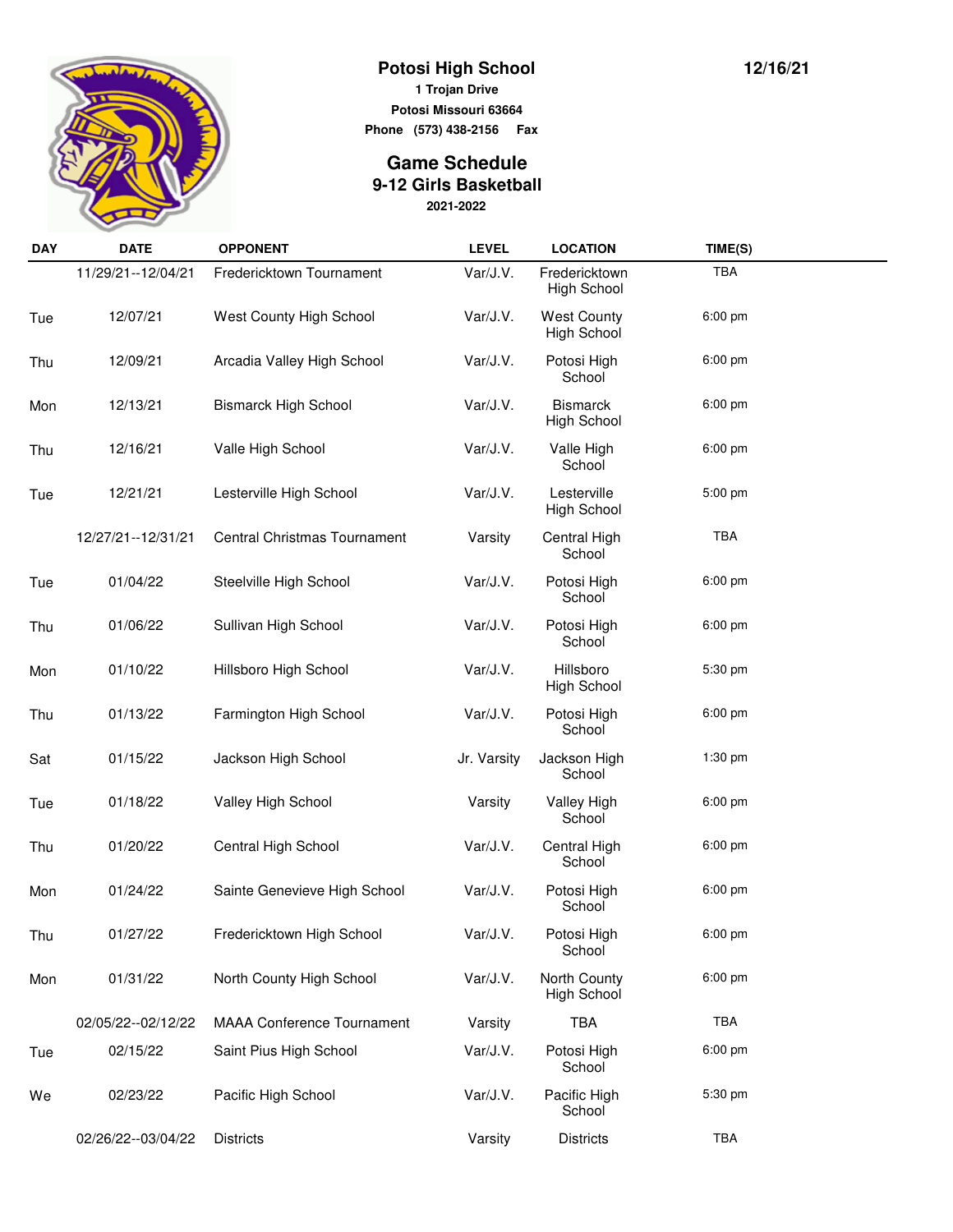# Potosi High School

**1 Trojan Drive**
**Potosi Missouri 63664**
**Phone (573) 438-2156 Fax**

**12/16/21**

## Game Schedule
## 9-12 Girls Basketball
**2021-2022**

| DAY | DATE | OPPONENT | LEVEL | LOCATION | TIME(S) |
|---|---|---|---|---|---|
| | 11/29/21--12/04/21 | Fredericktown Tournament | Var/J.V. | Fredericktown High School | TBA |
| Tue | 12/07/21 | West County High School | Var/J.V. | West County High School | 6:00 pm |
| Thu | 12/09/21 | Arcadia Valley High School | Var/J.V. | Potosi High School | 6:00 pm |
| Mon | 12/13/21 | Bismarck High School | Var/J.V. | Bismarck High School | 6:00 pm |
| Thu | 12/16/21 | Valle High School | Var/J.V. | Valle High School | 6:00 pm |
| Tue | 12/21/21 | Lesterville High School | Var/J.V. | Lesterville High School | 5:00 pm |
| | 12/27/21--12/31/21 | Central Christmas Tournament | Varsity | Central High School | TBA |
| Tue | 01/04/22 | Steelville High School | Var/J.V. | Potosi High School | 6:00 pm |
| Thu | 01/06/22 | Sullivan High School | Var/J.V. | Potosi High School | 6:00 pm |
| Mon | 01/10/22 | Hillsboro High School | Var/J.V. | Hillsboro High School | 5:30 pm |
| Thu | 01/13/22 | Farmington High School | Var/J.V. | Potosi High School | 6:00 pm |
| Sat | 01/15/22 | Jackson High School | Jr. Varsity | Jackson High School | 1:30 pm |
| Tue | 01/18/22 | Valley High School | Varsity | Valley High School | 6:00 pm |
| Thu | 01/20/22 | Central High School | Var/J.V. | Central High School | 6:00 pm |
| Mon | 01/24/22 | Sainte Genevieve High School | Var/J.V. | Potosi High School | 6:00 pm |
| Thu | 01/27/22 | Fredericktown High School | Var/J.V. | Potosi High School | 6:00 pm |
| Mon | 01/31/22 | North County High School | Var/J.V. | North County High School | 6:00 pm |
| | 02/05/22--02/12/22 | MAAA Conference Tournament | Varsity | TBA | TBA |
| Tue | 02/15/22 | Saint Pius High School | Var/J.V. | Potosi High School | 6:00 pm |
| We | 02/23/22 | Pacific High School | Var/J.V. | Pacific High School | 5:30 pm |
| | 02/26/22--03/04/22 | Districts | Varsity | Districts | TBA |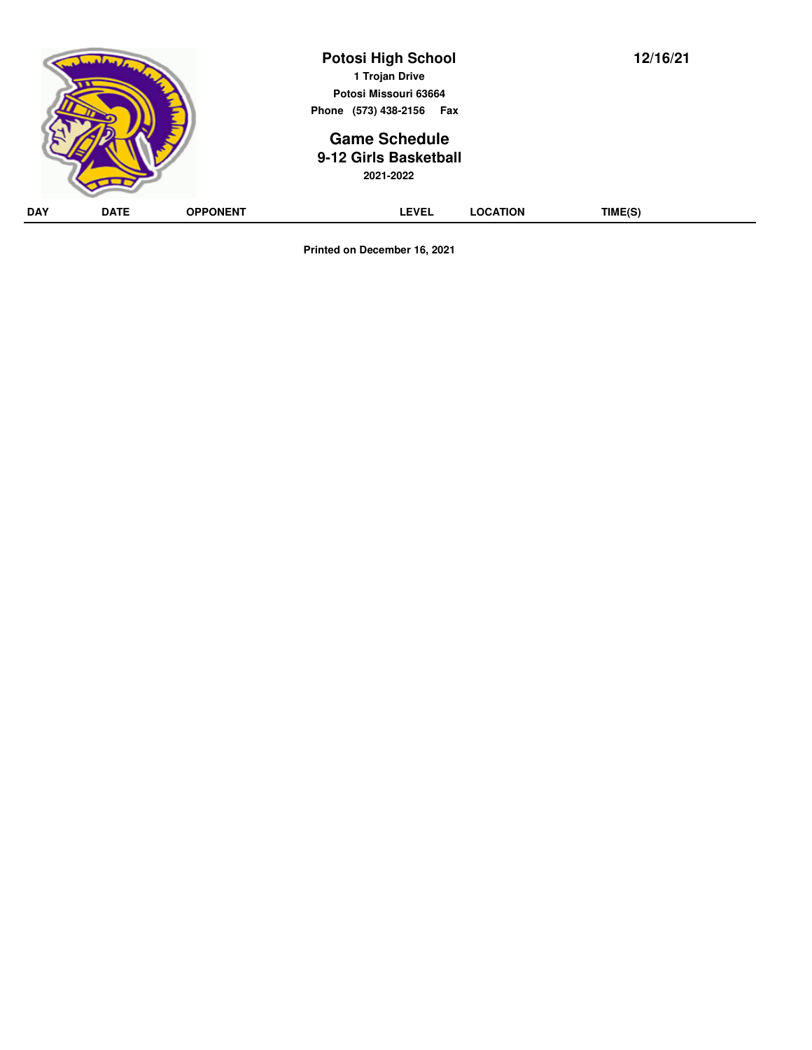**Potosi High School**

1 Trojan Drive

Potosi Missouri 63664

Phone (573) 438-2156 Fax

12/16/21

## Game Schedule

### 9-12 Girls Basketball

2021-2022

| DAY | DATE | OPPONENT | LEVEL | LOCATION | TIME(S) |
|---|---|---|---|---|---|

Printed on December 16, 2021